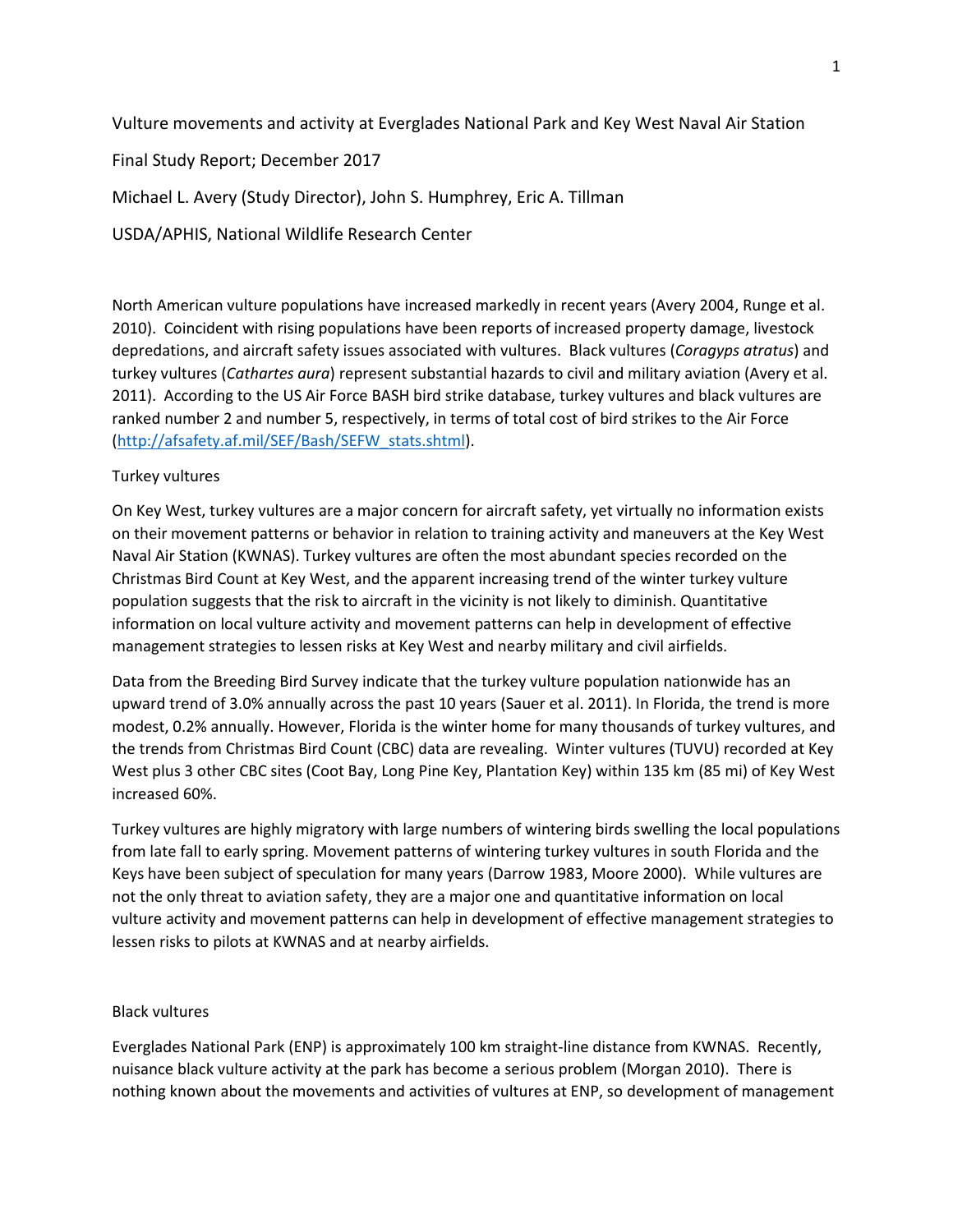# Vulture movements and activity at Everglades National Park and Key West Naval Air Station

Final Study Report; December 2017

Michael L. Avery (Study Director), John S. Humphrey, Eric A. Tillman

USDA/APHIS, National Wildlife Research Center

North American vulture populations have increased markedly in recent years (Avery 2004, Runge et al. 2010). Coincident with rising populations have been reports of increased property damage, livestock depredations, and aircraft safety issues associated with vultures. Black vultures (*Coragyps atratus*) and turkey vultures (*Cathartes aura*) represent substantial hazards to civil and military aviation (Avery et al. 2011). According to the US Air Force BASH bird strike database, turkey vultures and black vultures are ranked number 2 and number 5, respectively, in terms of total cost of bird strikes to the Air Force (http://afsafety.af.mil/SEF/Bash/SEFW_stats.shtml).

## Turkey vultures

On Key West, turkey vultures are a major concern for aircraft safety, yet virtually no information exists on their movement patterns or behavior in relation to training activity and maneuvers at the Key West Naval Air Station (KWNAS). Turkey vultures are often the most abundant species recorded on the Christmas Bird Count at Key West, and the apparent increasing trend of the winter turkey vulture population suggests that the risk to aircraft in the vicinity is not likely to diminish. Quantitative information on local vulture activity and movement patterns can help in development of effective management strategies to lessen risks at Key West and nearby military and civil airfields.

Data from the Breeding Bird Survey indicate that the turkey vulture population nationwide has an upward trend of 3.0% annually across the past 10 years (Sauer et al. 2011). In Florida, the trend is more modest, 0.2% annually. However, Florida is the winter home for many thousands of turkey vultures, and the trends from Christmas Bird Count (CBC) data are revealing. Winter vultures (TUVU) recorded at Key West plus 3 other CBC sites (Coot Bay, Long Pine Key, Plantation Key) within 135 km (85 mi) of Key West increased 60%.

Turkey vultures are highly migratory with large numbers of wintering birds swelling the local populations from late fall to early spring. Movement patterns of wintering turkey vultures in south Florida and the Keys have been subject of speculation for many years (Darrow 1983, Moore 2000). While vultures are not the only threat to aviation safety, they are a major one and quantitative information on local vulture activity and movement patterns can help in development of effective management strategies to lessen risks to pilots at KWNAS and at nearby airfields.

## Black vultures

Everglades National Park (ENP) is approximately 100 km straight-line distance from KWNAS. Recently, nuisance black vulture activity at the park has become a serious problem (Morgan 2010). There is nothing known about the movements and activities of vultures at ENP, so development of management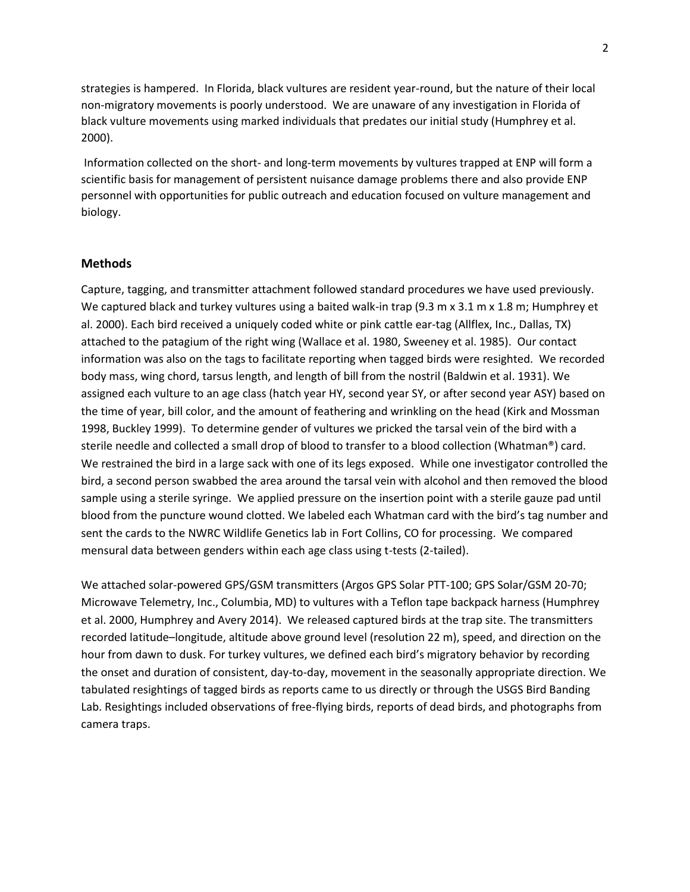strategies is hampered. In Florida, black vultures are resident year-round, but the nature of their local non-migratory movements is poorly understood. We are unaware of any investigation in Florida of black vulture movements using marked individuals that predates our initial study (Humphrey et al. 2000).

Information collected on the short- and long-term movements by vultures trapped at ENP will form a scientific basis for management of persistent nuisance damage problems there and also provide ENP personnel with opportunities for public outreach and education focused on vulture management and biology.

## Methods

Capture, tagging, and transmitter attachment followed standard procedures we have used previously. We captured black and turkey vultures using a baited walk-in trap (9.3 m x 3.1 m x 1.8 m; Humphrey et al. 2000). Each bird received a uniquely coded white or pink cattle ear-tag (Allflex, Inc., Dallas, TX) attached to the patagium of the right wing (Wallace et al. 1980, Sweeney et al. 1985). Our contact information was also on the tags to facilitate reporting when tagged birds were resighted. We recorded body mass, wing chord, tarsus length, and length of bill from the nostril (Baldwin et al. 1931). We assigned each vulture to an age class (hatch year HY, second year SY, or after second year ASY) based on the time of year, bill color, and the amount of feathering and wrinkling on the head (Kirk and Mossman 1998, Buckley 1999). To determine gender of vultures we pricked the tarsal vein of the bird with a sterile needle and collected a small drop of blood to transfer to a blood collection (Whatman®) card. We restrained the bird in a large sack with one of its legs exposed. While one investigator controlled the bird, a second person swabbed the area around the tarsal vein with alcohol and then removed the blood sample using a sterile syringe. We applied pressure on the insertion point with a sterile gauze pad until blood from the puncture wound clotted. We labeled each Whatman card with the bird's tag number and sent the cards to the NWRC Wildlife Genetics lab in Fort Collins, CO for processing. We compared mensural data between genders within each age class using t-tests (2-tailed).

We attached solar-powered GPS/GSM transmitters (Argos GPS Solar PTT-100; GPS Solar/GSM 20-70; Microwave Telemetry, Inc., Columbia, MD) to vultures with a Teflon tape backpack harness (Humphrey et al. 2000, Humphrey and Avery 2014). We released captured birds at the trap site. The transmitters recorded latitude–longitude, altitude above ground level (resolution 22 m), speed, and direction on the hour from dawn to dusk. For turkey vultures, we defined each bird's migratory behavior by recording the onset and duration of consistent, day-to-day, movement in the seasonally appropriate direction. We tabulated resightings of tagged birds as reports came to us directly or through the USGS Bird Banding Lab. Resightings included observations of free-flying birds, reports of dead birds, and photographs from camera traps.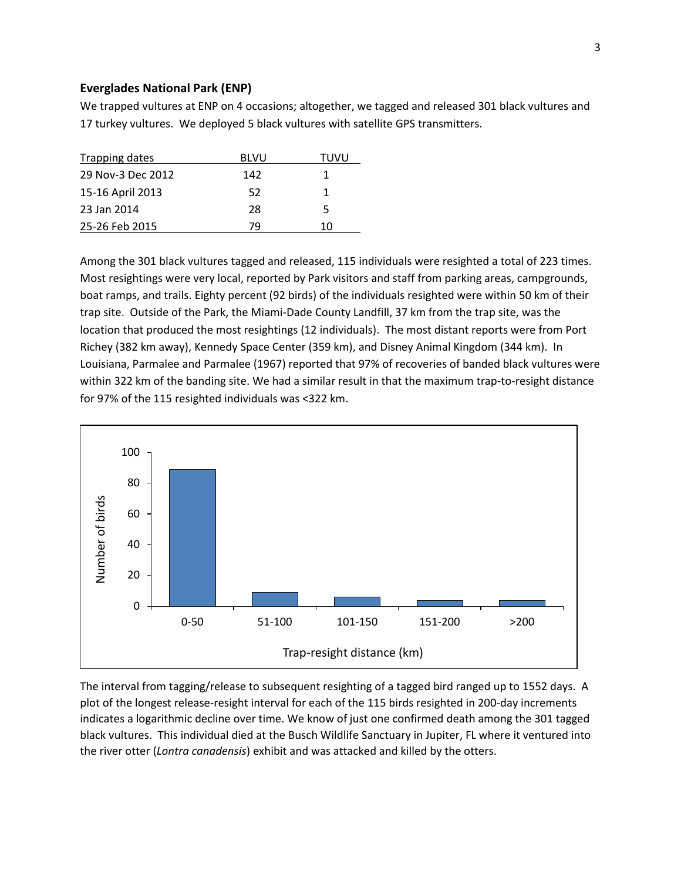### Everglades National Park (ENP)

We trapped vultures at ENP on 4 occasions; altogether, we tagged and released 301 black vultures and 17 turkey vultures. We deployed 5 black vultures with satellite GPS transmitters.

| Trapping dates | BLVU | TUVU |
|---|---|---|
| 29 Nov-3 Dec 2012 | 142 | 1 |
| 15-16 April 2013 | 52 | 1 |
| 23 Jan 2014 | 28 | 5 |
| 25-26 Feb 2015 | 79 | 10 |

Among the 301 black vultures tagged and released, 115 individuals were resighted a total of 223 times. Most resightings were very local, reported by Park visitors and staff from parking areas, campgrounds, boat ramps, and trails. Eighty percent (92 birds) of the individuals resighted were within 50 km of their trap site. Outside of the Park, the Miami-Dade County Landfill, 37 km from the trap site, was the location that produced the most resightings (12 individuals). The most distant reports were from Port Richey (382 km away), Kennedy Space Center (359 km), and Disney Animal Kingdom (344 km). In Louisiana, Parmalee and Parmalee (1967) reported that 97% of recoveries of banded black vultures were within 322 km of the banding site. We had a similar result in that the maximum trap-to-resight distance for 97% of the 115 resighted individuals was <322 km.

The interval from tagging/release to subsequent resighting of a tagged bird ranged up to 1552 days. A plot of the longest release-resight interval for each of the 115 birds resighted in 200-day increments indicates a logarithmic decline over time. We know of just one confirmed death among the 301 tagged black vultures. This individual died at the Busch Wildlife Sanctuary in Jupiter, FL where it ventured into the river otter (*Lontra canadensis*) exhibit and was attacked and killed by the otters.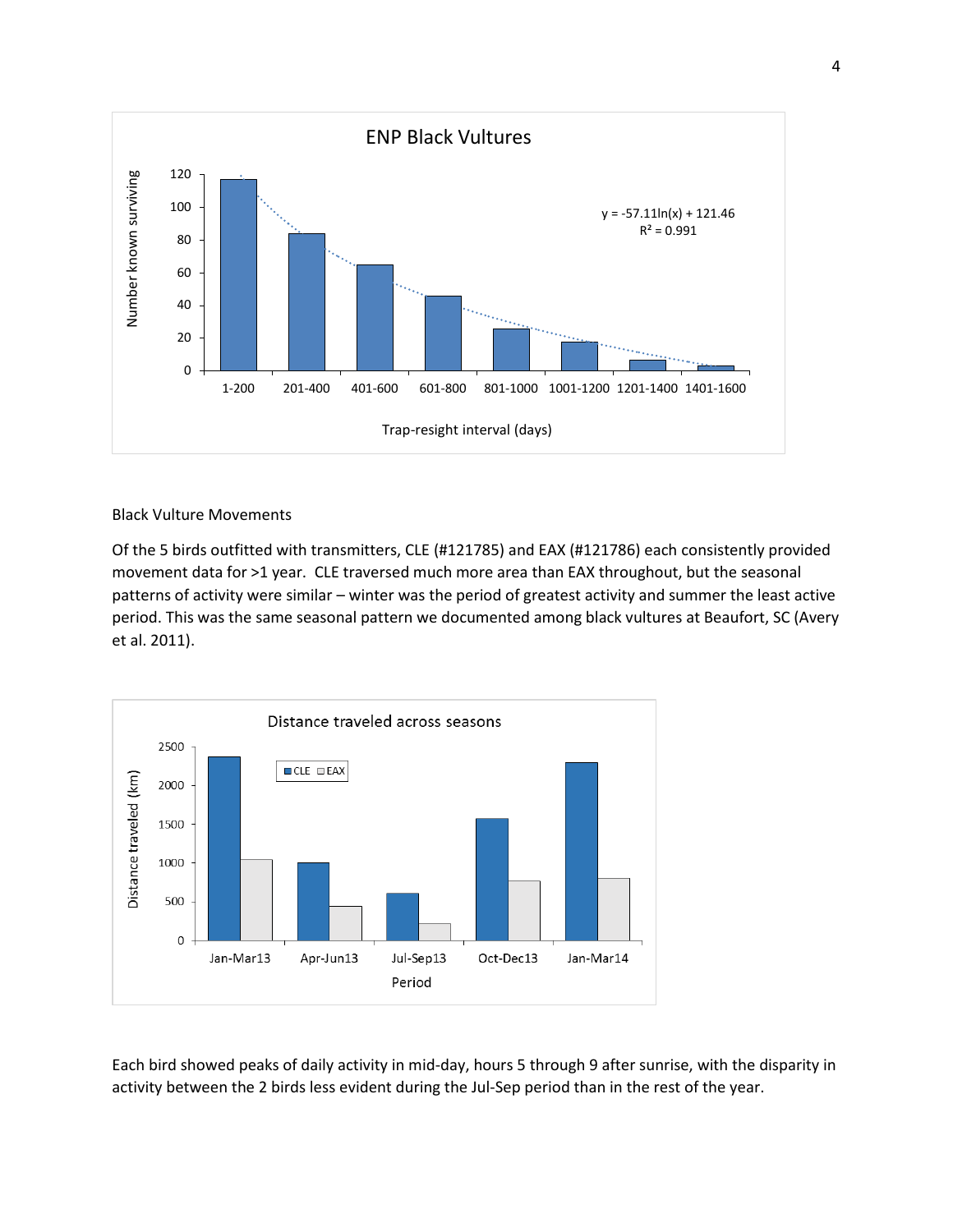Black Vulture Movements

Of the 5 birds outfitted with transmitters, CLE (#121785) and EAX (#121786) each consistently provided movement data for >1 year. CLE traversed much more area than EAX throughout, but the seasonal patterns of activity were similar – winter was the period of greatest activity and summer the least active period. This was the same seasonal pattern we documented among black vultures at Beaufort, SC (Avery et al. 2011).

Each bird showed peaks of daily activity in mid-day, hours 5 through 9 after sunrise, with the disparity in activity between the 2 birds less evident during the Jul-Sep period than in the rest of the year.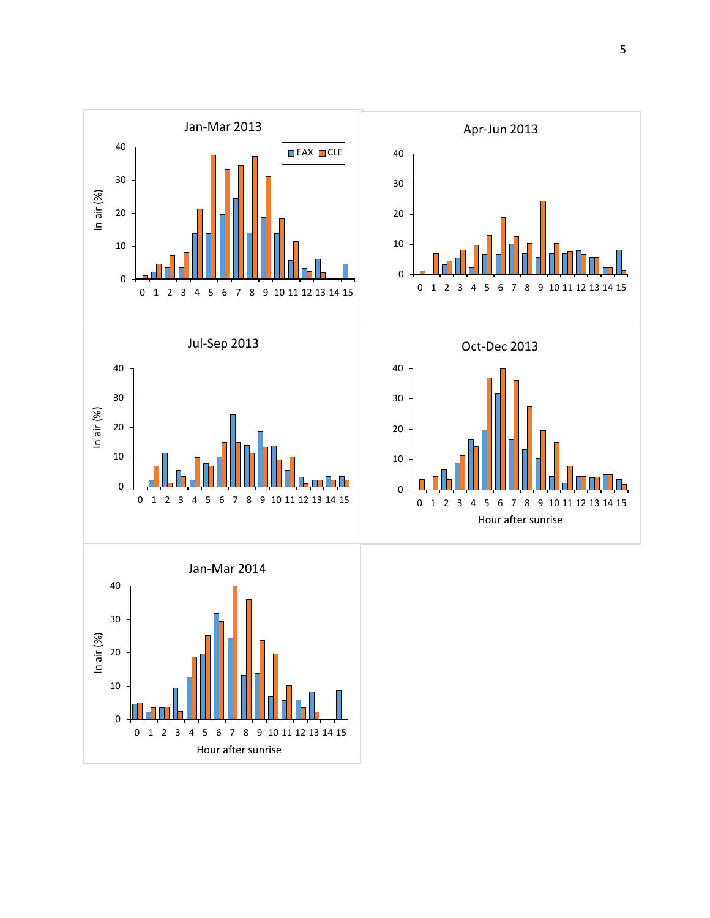Jan-Mar 2013

EAX CLE

In air (%)

0 1 2 3 4 5 6 7 8 9 10 11 12 13 14 15

Apr-Jun 2013

0 1 2 3 4 5 6 7 8 9 10 11 12 13 14 15

Jul-Sep 2013

In air (%)

0 1 2 3 4 5 6 7 8 9 10 11 12 13 14 15

Oct-Dec 2013

0 1 2 3 4 5 6 7 8 9 10 11 12 13 14 15

Hour after sunrise

Jan-Mar 2014

In air (%)

0 1 2 3 4 5 6 7 8 9 10 11 12 13 14 15

Hour after sunrise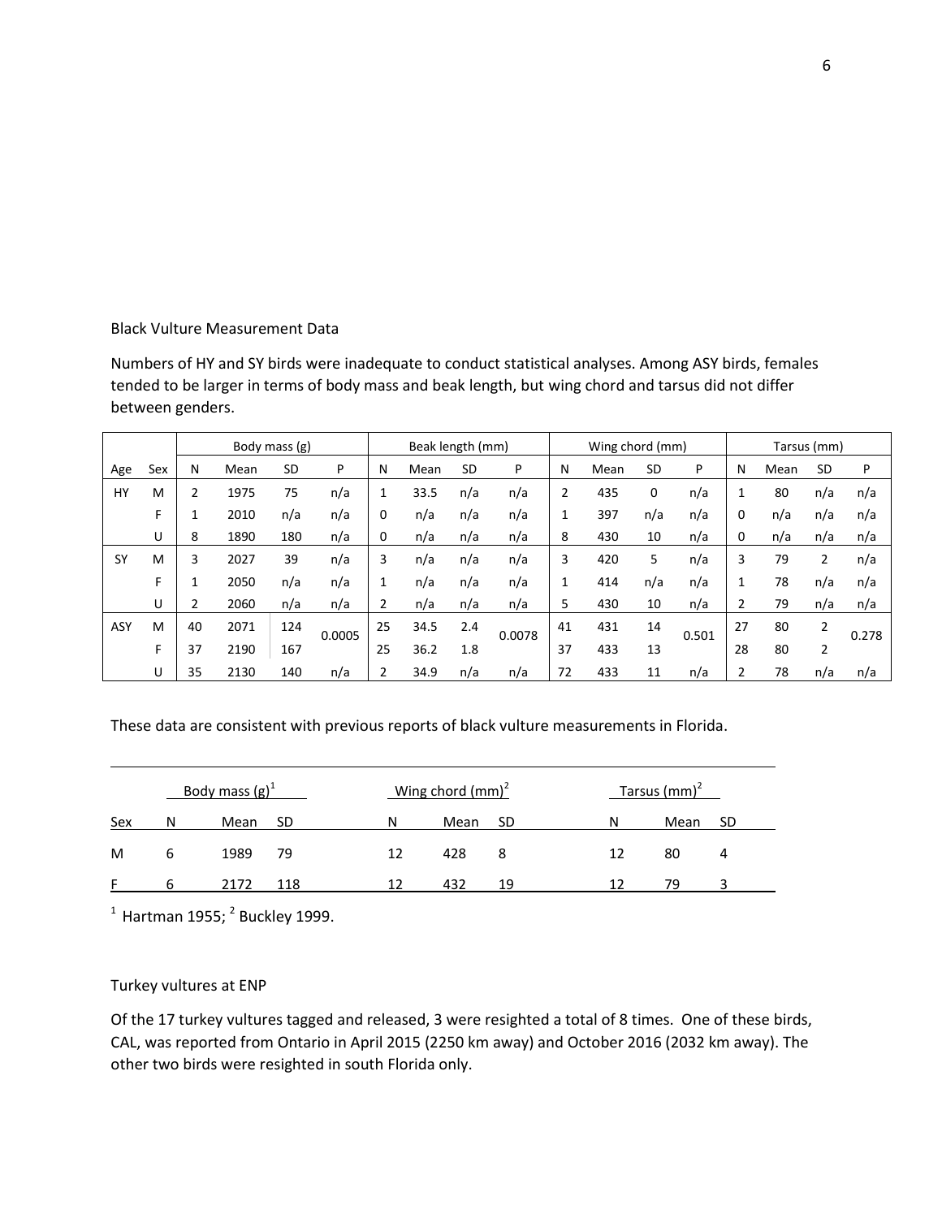Black Vulture Measurement Data

Numbers of HY and SY birds were inadequate to conduct statistical analyses. Among ASY birds, females tended to be larger in terms of body mass and beak length, but wing chord and tarsus did not differ between genders.

| | | Body mass (g) | | | | Beak length (mm) | | | | Wing chord (mm) | | | | Tarsus (mm) | | | |
|---|---|---|---|---|---|---|---|---|---|---|---|---|---|---|---|---|---|
| Age | Sex | N | Mean | SD | P | N | Mean | SD | P | N | Mean | SD | P | N | Mean | SD | P |
| HY | M | 2 | 1975 | 75 | n/a | 1 | 33.5 | n/a | n/a | 2 | 435 | 0 | n/a | 1 | 80 | n/a | n/a |
| | F | 1 | 2010 | n/a | n/a | 0 | n/a | n/a | n/a | 1 | 397 | n/a | n/a | 0 | n/a | n/a | n/a |
| | U | 8 | 1890 | 180 | n/a | 0 | n/a | n/a | n/a | 8 | 430 | 10 | n/a | 0 | n/a | n/a | n/a |
| SY | M | 3 | 2027 | 39 | n/a | 3 | n/a | n/a | n/a | 3 | 420 | 5 | n/a | 3 | 79 | 2 | n/a |
| | F | 1 | 2050 | n/a | n/a | 1 | n/a | n/a | n/a | 1 | 414 | n/a | n/a | 1 | 78 | n/a | n/a |
| | U | 2 | 2060 | n/a | n/a | 2 | n/a | n/a | n/a | 5 | 430 | 10 | n/a | 2 | 79 | n/a | n/a |
| ASY | M | 40 | 2071 | 124 | 0.0005 | 25 | 34.5 | 2.4 | 0.0078 | 41 | 431 | 14 | 0.501 | 27 | 80 | 2 | 0.278 |
| | F | 37 | 2190 | 167 | | 25 | 36.2 | 1.8 | | 37 | 433 | 13 | | 28 | 80 | 2 | |
| | U | 35 | 2130 | 140 | n/a | 2 | 34.9 | n/a | n/a | 72 | 433 | 11 | n/a | 2 | 78 | n/a | n/a |

These data are consistent with previous reports of black vulture measurements in Florida.

| | Body mass (g)[1] | | | Wing chord (mm)[2] | | | Tarsus (mm)[2] | | |
|---|---|---|---|---|---|---|---|---|---|
| Sex | N | Mean | SD | N | Mean | SD | N | Mean | SD |
| M | 6 | 1989 | 79 | 12 | 428 | 8 | 12 | 80 | 4 |
| F | 6 | 2172 | 118 | 12 | 432 | 19 | 12 | 79 | 3 |

[1] Hartman 1955; [2] Buckley 1999.

Turkey vultures at ENP

Of the 17 turkey vultures tagged and released, 3 were resighted a total of 8 times. One of these birds, CAL, was reported from Ontario in April 2015 (2250 km away) and October 2016 (2032 km away). The other two birds were resighted in south Florida only.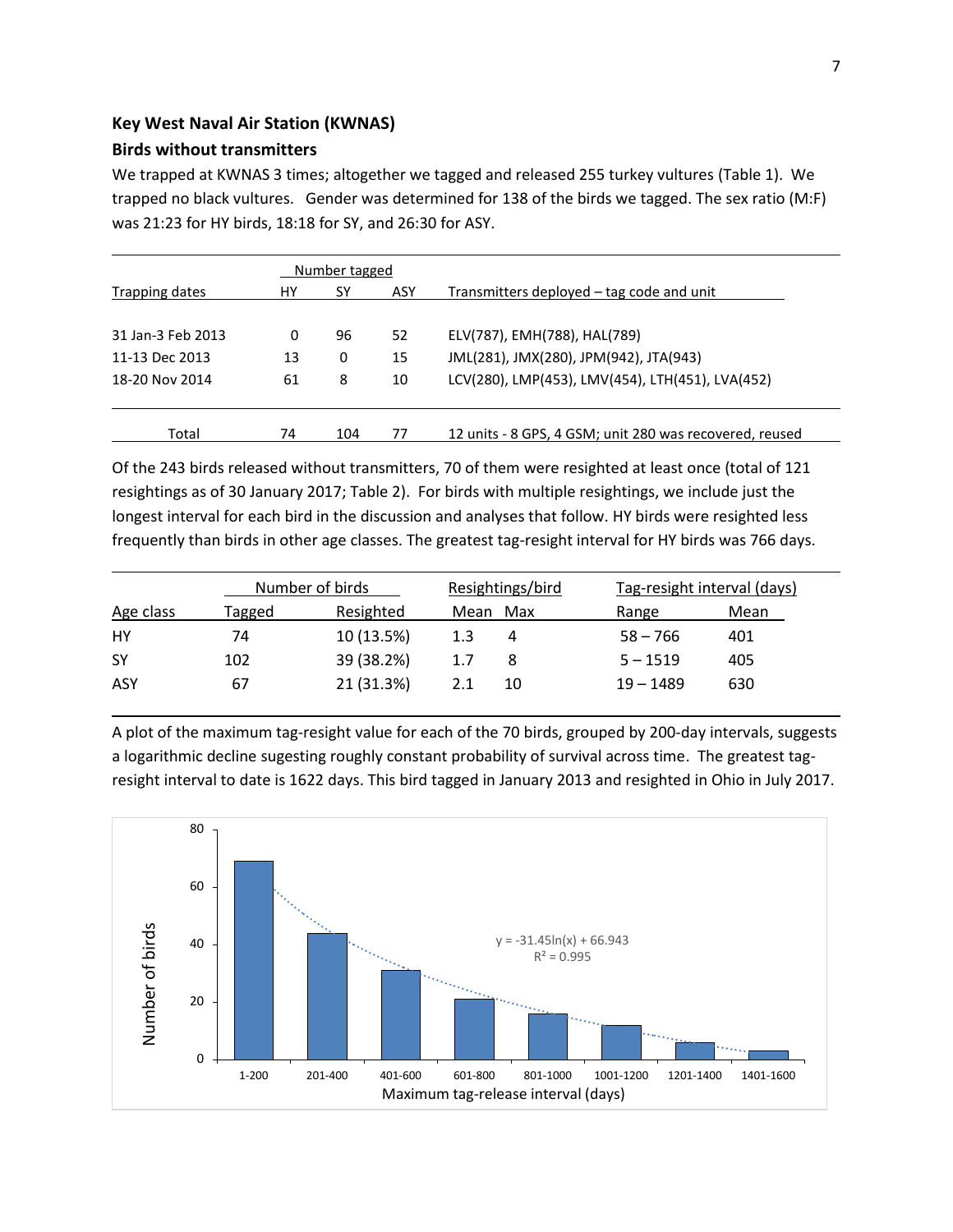## Key West Naval Air Station (KWNAS)

### Birds without transmitters

We trapped at KWNAS 3 times; altogether we tagged and released 255 turkey vultures (Table 1). We trapped no black vultures. Gender was determined for 138 of the birds we tagged. The sex ratio (M:F) was 21:23 for HY birds, 18:18 for SY, and 26:30 for ASY.

| | Number tagged | | | |
|---|---|---|---|---|
| Trapping dates | HY | SY | ASY | Transmitters deployed – tag code and unit |
| 31 Jan-3 Feb 2013 | 0 | 96 | 52 | ELV(787), EMH(788), HAL(789) |
| 11-13 Dec 2013 | 13 | 0 | 15 | JML(281), JMX(280), JPM(942), JTA(943) |
| 18-20 Nov 2014 | 61 | 8 | 10 | LCV(280), LMP(453), LMV(454), LTH(451), LVA(452) |
| Total | 74 | 104 | 77 | 12 units - 8 GPS, 4 GSM; unit 280 was recovered, reused |

Of the 243 birds released without transmitters, 70 of them were resighted at least once (total of 121 resightings as of 30 January 2017; Table 2). For birds with multiple resightings, we include just the longest interval for each bird in the discussion and analyses that follow. HY birds were resighted less frequently than birds in other age classes. The greatest tag-resight interval for HY birds was 766 days.

| | Number of birds | | Resightings/bird | | Tag-resight interval (days) | |
|---|---|---|---|---|---|---|
| Age class | Tagged | Resighted | Mean | Max | Range | Mean |
| HY | 74 | 10 (13.5%) | 1.3 | 4 | 58 – 766 | 401 |
| SY | 102 | 39 (38.2%) | 1.7 | 8 | 5 – 1519 | 405 |
| ASY | 67 | 21 (31.3%) | 2.1 | 10 | 19 – 1489 | 630 |

A plot of the maximum tag-resight value for each of the 70 birds, grouped by 200-day intervals, suggests a logarithmic decline sugesting roughly constant probability of survival across time. The greatest tag-resight interval to date is 1622 days. This bird tagged in January 2013 and resighted in Ohio in July 2017.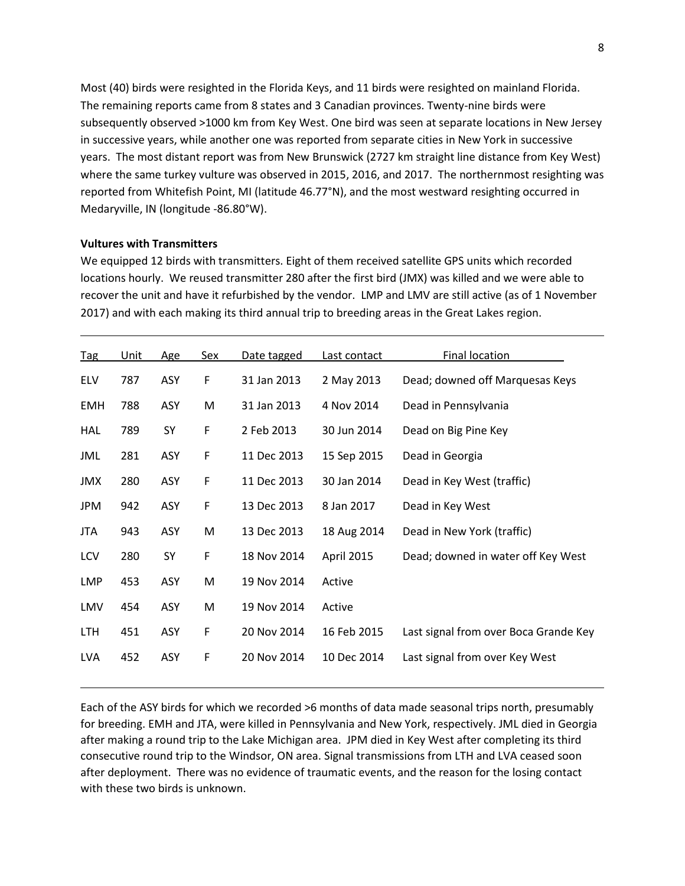Most (40) birds were resighted in the Florida Keys, and 11 birds were resighted on mainland Florida. The remaining reports came from 8 states and 3 Canadian provinces. Twenty-nine birds were subsequently observed >1000 km from Key West. One bird was seen at separate locations in New Jersey in successive years, while another one was reported from separate cities in New York in successive years. The most distant report was from New Brunswick (2727 km straight line distance from Key West) where the same turkey vulture was observed in 2015, 2016, and 2017. The northernmost resighting was reported from Whitefish Point, MI (latitude 46.77°N), and the most westward resighting occurred in Medaryville, IN (longitude -86.80°W).

**Vultures with Transmitters**

We equipped 12 birds with transmitters. Eight of them received satellite GPS units which recorded locations hourly. We reused transmitter 280 after the first bird (JMX) was killed and we were able to recover the unit and have it refurbished by the vendor. LMP and LMV are still active (as of 1 November 2017) and with each making its third annual trip to breeding areas in the Great Lakes region.

| Tag | Unit | Age | Sex | Date tagged | Last contact | Final location |
|---|---|---|---|---|---|---|
| ELV | 787 | ASY | F | 31 Jan 2013 | 2 May 2013 | Dead; downed off Marquesas Keys |
| EMH | 788 | ASY | M | 31 Jan 2013 | 4 Nov 2014 | Dead in Pennsylvania |
| HAL | 789 | SY | F | 2 Feb 2013 | 30 Jun 2014 | Dead on Big Pine Key |
| JML | 281 | ASY | F | 11 Dec 2013 | 15 Sep 2015 | Dead in Georgia |
| JMX | 280 | ASY | F | 11 Dec 2013 | 30 Jan 2014 | Dead in Key West (traffic) |
| JPM | 942 | ASY | F | 13 Dec 2013 | 8 Jan 2017 | Dead in Key West |
| JTA | 943 | ASY | M | 13 Dec 2013 | 18 Aug 2014 | Dead in New York (traffic) |
| LCV | 280 | SY | F | 18 Nov 2014 | April 2015 | Dead; downed in water off Key West |
| LMP | 453 | ASY | M | 19 Nov 2014 | Active | |
| LMV | 454 | ASY | M | 19 Nov 2014 | Active | |
| LTH | 451 | ASY | F | 20 Nov 2014 | 16 Feb 2015 | Last signal from over Boca Grande Key |
| LVA | 452 | ASY | F | 20 Nov 2014 | 10 Dec 2014 | Last signal from over Key West |

Each of the ASY birds for which we recorded >6 months of data made seasonal trips north, presumably for breeding. EMH and JTA, were killed in Pennsylvania and New York, respectively. JML died in Georgia after making a round trip to the Lake Michigan area. JPM died in Key West after completing its third consecutive round trip to the Windsor, ON area. Signal transmissions from LTH and LVA ceased soon after deployment. There was no evidence of traumatic events, and the reason for the losing contact with these two birds is unknown.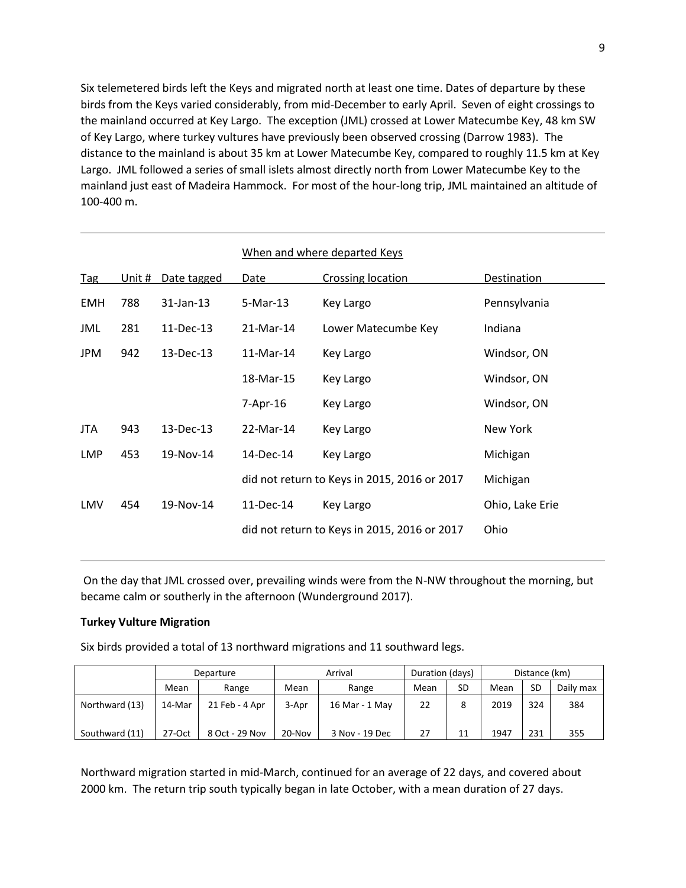Six telemetered birds left the Keys and migrated north at least one time. Dates of departure by these birds from the Keys varied considerably, from mid-December to early April. Seven of eight crossings to the mainland occurred at Key Largo. The exception (JML) crossed at Lower Matecumbe Key, 48 km SW of Key Largo, where turkey vultures have previously been observed crossing (Darrow 1983). The distance to the mainland is about 35 km at Lower Matecumbe Key, compared to roughly 11.5 km at Key Largo. JML followed a series of small islets almost directly north from Lower Matecumbe Key to the mainland just east of Madeira Hammock. For most of the hour-long trip, JML maintained an altitude of 100-400 m.

| | | | When and where departed Keys | | |
|---|---|---|---|---|---|
| Tag | Unit # | Date tagged | Date | Crossing location | Destination |
| EMH | 788 | 31-Jan-13 | 5-Mar-13 | Key Largo | Pennsylvania |
| JML | 281 | 11-Dec-13 | 21-Mar-14 | Lower Matecumbe Key | Indiana |
| JPM | 942 | 13-Dec-13 | 11-Mar-14 | Key Largo | Windsor, ON |
| | | | 18-Mar-15 | Key Largo | Windsor, ON |
| | | | 7-Apr-16 | Key Largo | Windsor, ON |
| JTA | 943 | 13-Dec-13 | 22-Mar-14 | Key Largo | New York |
| LMP | 453 | 19-Nov-14 | 14-Dec-14 | Key Largo | Michigan |
| | | | did not return to Keys in 2015, 2016 or 2017 | | Michigan |
| LMV | 454 | 19-Nov-14 | 11-Dec-14 | Key Largo | Ohio, Lake Erie |
| | | | did not return to Keys in 2015, 2016 or 2017 | | Ohio |

On the day that JML crossed over, prevailing winds were from the N-NW throughout the morning, but became calm or southerly in the afternoon (Wunderground 2017).

**Turkey Vulture Migration**

Six birds provided a total of 13 northward migrations and 11 southward legs.

| | Departure | | Arrival | | Duration (days) | | Distance (km) | | |
|---|---|---|---|---|---|---|---|---|---|
| | Mean | Range | Mean | Range | Mean | SD | Mean | SD | Daily max |
| Northward (13) | 14-Mar | 21 Feb - 4 Apr | 3-Apr | 16 Mar - 1 May | 22 | 8 | 2019 | 324 | 384 |
| Southward (11) | 27-Oct | 8 Oct - 29 Nov | 20-Nov | 3 Nov - 19 Dec | 27 | 11 | 1947 | 231 | 355 |

Northward migration started in mid-March, continued for an average of 22 days, and covered about 2000 km. The return trip south typically began in late October, with a mean duration of 27 days.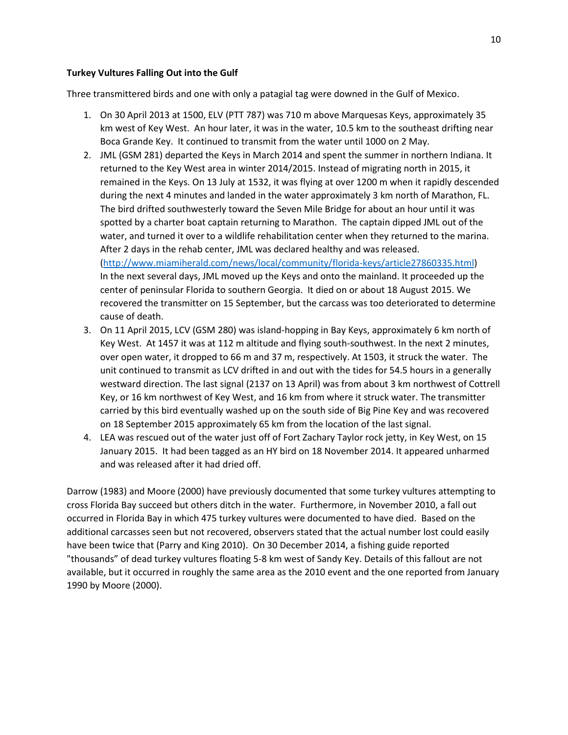**Turkey Vultures Falling Out into the Gulf**

Three transmittered birds and one with only a patagial tag were downed in the Gulf of Mexico.

1. On 30 April 2013 at 1500, ELV (PTT 787) was 710 m above Marquesas Keys, approximately 35 km west of Key West. An hour later, it was in the water, 10.5 km to the southeast drifting near Boca Grande Key. It continued to transmit from the water until 1000 on 2 May.
2. JML (GSM 281) departed the Keys in March 2014 and spent the summer in northern Indiana. It returned to the Key West area in winter 2014/2015. Instead of migrating north in 2015, it remained in the Keys. On 13 July at 1532, it was flying at over 1200 m when it rapidly descended during the next 4 minutes and landed in the water approximately 3 km north of Marathon, FL. The bird drifted southwesterly toward the Seven Mile Bridge for about an hour until it was spotted by a charter boat captain returning to Marathon. The captain dipped JML out of the water, and turned it over to a wildlife rehabilitation center when they returned to the marina. After 2 days in the rehab center, JML was declared healthy and was released. (http://www.miamiherald.com/news/local/community/florida-keys/article27860335.html) In the next several days, JML moved up the Keys and onto the mainland. It proceeded up the center of peninsular Florida to southern Georgia. It died on or about 18 August 2015. We recovered the transmitter on 15 September, but the carcass was too deteriorated to determine cause of death.
3. On 11 April 2015, LCV (GSM 280) was island-hopping in Bay Keys, approximately 6 km north of Key West. At 1457 it was at 112 m altitude and flying south-southwest. In the next 2 minutes, over open water, it dropped to 66 m and 37 m, respectively. At 1503, it struck the water. The unit continued to transmit as LCV drifted in and out with the tides for 54.5 hours in a generally westward direction. The last signal (2137 on 13 April) was from about 3 km northwest of Cottrell Key, or 16 km northwest of Key West, and 16 km from where it struck water. The transmitter carried by this bird eventually washed up on the south side of Big Pine Key and was recovered on 18 September 2015 approximately 65 km from the location of the last signal.
4. LEA was rescued out of the water just off of Fort Zachary Taylor rock jetty, in Key West, on 15 January 2015. It had been tagged as an HY bird on 18 November 2014. It appeared unharmed and was released after it had dried off.

Darrow (1983) and Moore (2000) have previously documented that some turkey vultures attempting to cross Florida Bay succeed but others ditch in the water. Furthermore, in November 2010, a fall out occurred in Florida Bay in which 475 turkey vultures were documented to have died. Based on the additional carcasses seen but not recovered, observers stated that the actual number lost could easily have been twice that (Parry and King 2010). On 30 December 2014, a fishing guide reported "thousands" of dead turkey vultures floating 5-8 km west of Sandy Key. Details of this fallout are not available, but it occurred in roughly the same area as the 2010 event and the one reported from January 1990 by Moore (2000).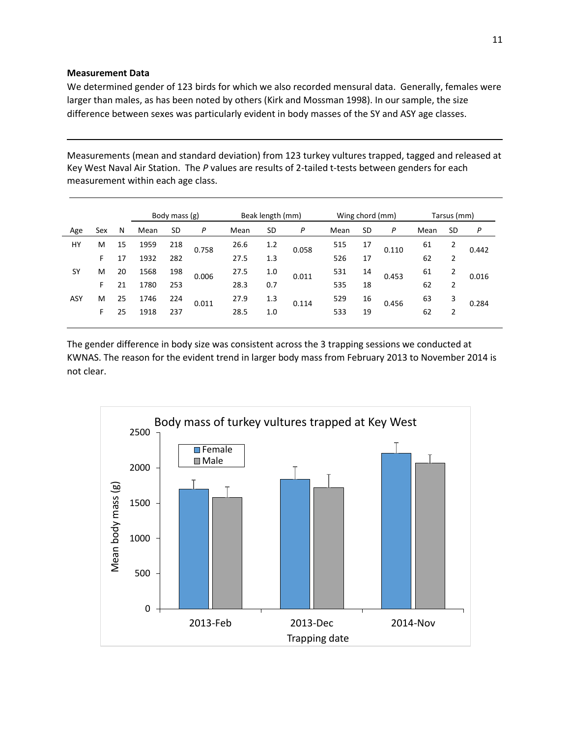**Measurement Data**

We determined gender of 123 birds for which we also recorded mensural data. Generally, females were larger than males, as has been noted by others (Kirk and Mossman 1998). In our sample, the size difference between sexes was particularly evident in body masses of the SY and ASY age classes.

Measurements (mean and standard deviation) from 123 turkey vultures trapped, tagged and released at Key West Naval Air Station. The *P* values are results of 2-tailed t-tests between genders for each measurement within each age class.

| | | | Body mass (g) | | | Beak length (mm) | | | Wing chord (mm) | | | Tarsus (mm) | | |
|---|---|---|---|---|---|---|---|---|---|---|---|---|---|---|
| Age | Sex | N | Mean | SD | *P* | Mean | SD | *P* | Mean | SD | *P* | Mean | SD | *P* |
| HY | M | 15 | 1959 | 218 | 0.758 | 26.6 | 1.2 | 0.058 | 515 | 17 | 0.110 | 61 | 2 | 0.442 |
| | F | 17 | 1932 | 282 | | 27.5 | 1.3 | | 526 | 17 | | 62 | 2 | |
| SY | M | 20 | 1568 | 198 | 0.006 | 27.5 | 1.0 | 0.011 | 531 | 14 | 0.453 | 61 | 2 | 0.016 |
| | F | 21 | 1780 | 253 | | 28.3 | 0.7 | | 535 | 18 | | 62 | 2 | |
| ASY | M | 25 | 1746 | 224 | 0.011 | 27.9 | 1.3 | 0.114 | 529 | 16 | 0.456 | 63 | 3 | 0.284 |
| | F | 25 | 1918 | 237 | | 28.5 | 1.0 | | 533 | 19 | | 62 | 2 | |

The gender difference in body size was consistent across the 3 trapping sessions we conducted at KWNAS. The reason for the evident trend in larger body mass from February 2013 to November 2014 is not clear.

Body mass of turkey vultures trapped at Key West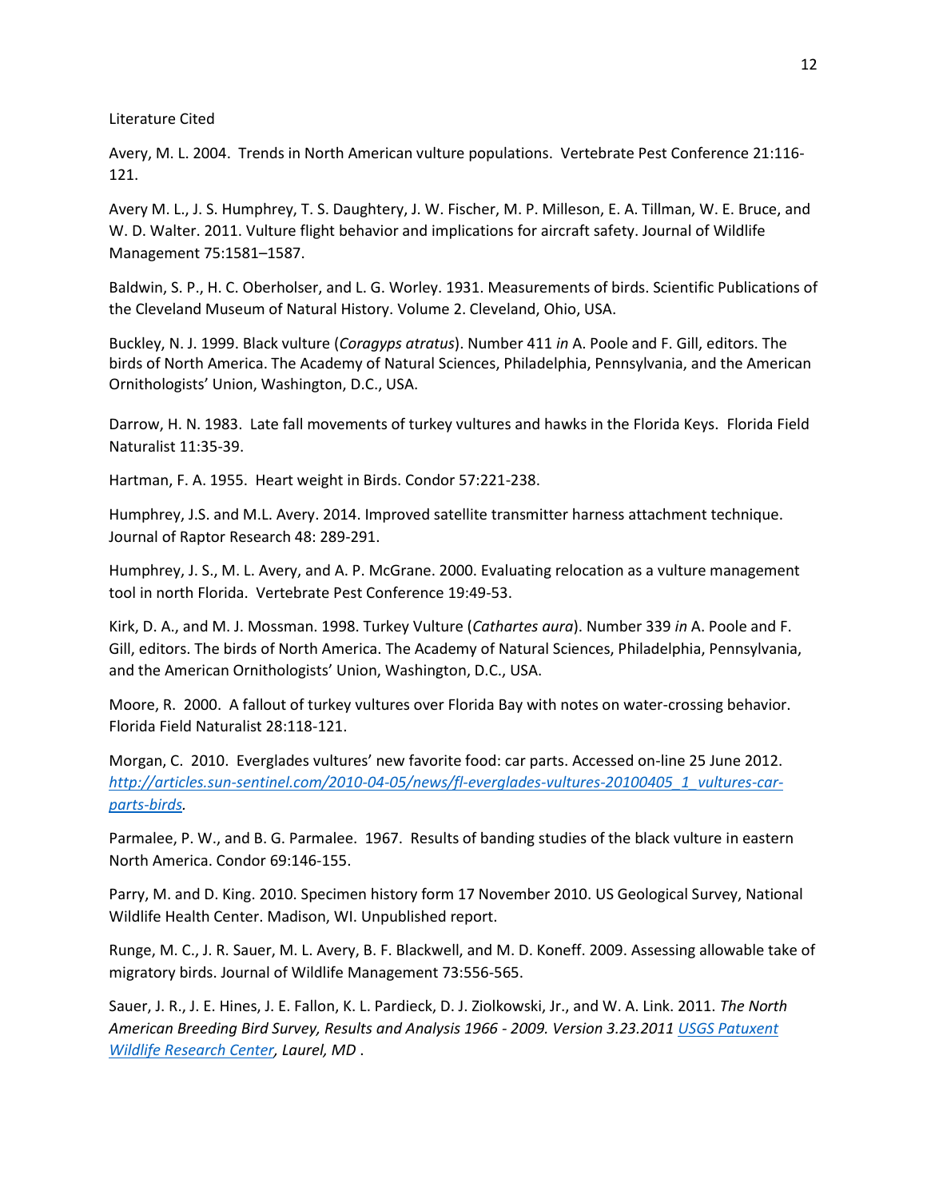## Literature Cited

Avery, M. L. 2004. Trends in North American vulture populations. Vertebrate Pest Conference 21:116-121.

Avery M. L., J. S. Humphrey, T. S. Daughtery, J. W. Fischer, M. P. Milleson, E. A. Tillman, W. E. Bruce, and W. D. Walter. 2011. Vulture flight behavior and implications for aircraft safety. Journal of Wildlife Management 75:1581–1587.

Baldwin, S. P., H. C. Oberholser, and L. G. Worley. 1931. Measurements of birds. Scientific Publications of the Cleveland Museum of Natural History. Volume 2. Cleveland, Ohio, USA.

Buckley, N. J. 1999. Black vulture (*Coragyps atratus*). Number 411 *in* A. Poole and F. Gill, editors. The birds of North America. The Academy of Natural Sciences, Philadelphia, Pennsylvania, and the American Ornithologists' Union, Washington, D.C., USA.

Darrow, H. N. 1983. Late fall movements of turkey vultures and hawks in the Florida Keys. Florida Field Naturalist 11:35-39.

Hartman, F. A. 1955. Heart weight in Birds. Condor 57:221-238.

Humphrey, J.S. and M.L. Avery. 2014. Improved satellite transmitter harness attachment technique. Journal of Raptor Research 48: 289-291.

Humphrey, J. S., M. L. Avery, and A. P. McGrane. 2000. Evaluating relocation as a vulture management tool in north Florida. Vertebrate Pest Conference 19:49-53.

Kirk, D. A., and M. J. Mossman. 1998. Turkey Vulture (*Cathartes aura*). Number 339 *in* A. Poole and F. Gill, editors. The birds of North America. The Academy of Natural Sciences, Philadelphia, Pennsylvania, and the American Ornithologists' Union, Washington, D.C., USA.

Moore, R. 2000. A fallout of turkey vultures over Florida Bay with notes on water-crossing behavior. Florida Field Naturalist 28:118-121.

Morgan, C. 2010. Everglades vultures' new favorite food: car parts. Accessed on-line 25 June 2012. *[http://articles.sun-sentinel.com/2010-04-05/news/fl-everglades-vultures-20100405_1_vultures-car-parts-birds](http://articles.sun-sentinel.com/2010-04-05/news/fl-everglades-vultures-20100405_1_vultures-car-parts-birds).*

Parmalee, P. W., and B. G. Parmalee. 1967. Results of banding studies of the black vulture in eastern North America. Condor 69:146-155.

Parry, M. and D. King. 2010. Specimen history form 17 November 2010. US Geological Survey, National Wildlife Health Center. Madison, WI. Unpublished report.

Runge, M. C., J. R. Sauer, M. L. Avery, B. F. Blackwell, and M. D. Koneff. 2009. Assessing allowable take of migratory birds. Journal of Wildlife Management 73:556-565.

Sauer, J. R., J. E. Hines, J. E. Fallon, K. L. Pardieck, D. J. Ziolkowski, Jr., and W. A. Link. 2011. *The North American Breeding Bird Survey, Results and Analysis 1966 - 2009. Version 3.23.2011 USGS Patuxent Wildlife Research Center, Laurel, MD* .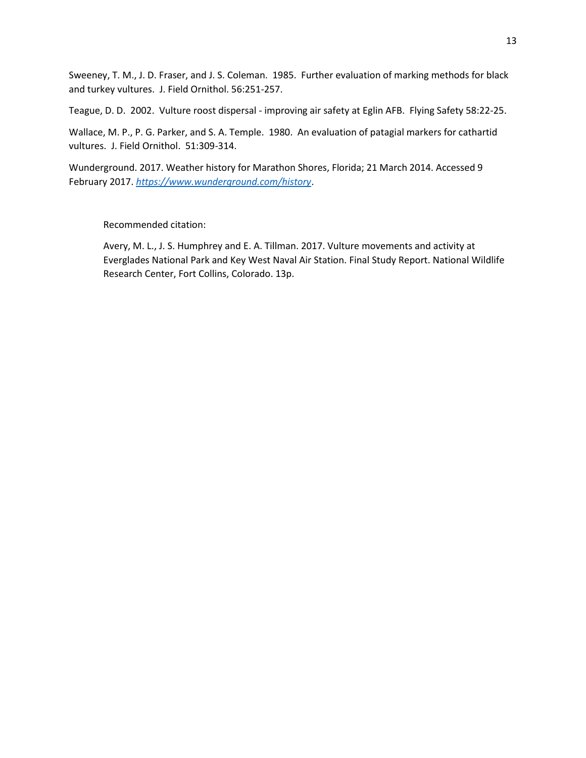Sweeney, T. M., J. D. Fraser, and J. S. Coleman. 1985. Further evaluation of marking methods for black and turkey vultures. J. Field Ornithol. 56:251-257.

Teague, D. D. 2002. Vulture roost dispersal - improving air safety at Eglin AFB. Flying Safety 58:22-25.

Wallace, M. P., P. G. Parker, and S. A. Temple. 1980. An evaluation of patagial markers for cathartid vultures. J. Field Ornithol. 51:309-314.

Wunderground. 2017. Weather history for Marathon Shores, Florida; 21 March 2014. Accessed 9 February 2017. *https://www.wunderground.com/history*.

Recommended citation:

Avery, M. L., J. S. Humphrey and E. A. Tillman. 2017. Vulture movements and activity at Everglades National Park and Key West Naval Air Station. Final Study Report. National Wildlife Research Center, Fort Collins, Colorado. 13p.